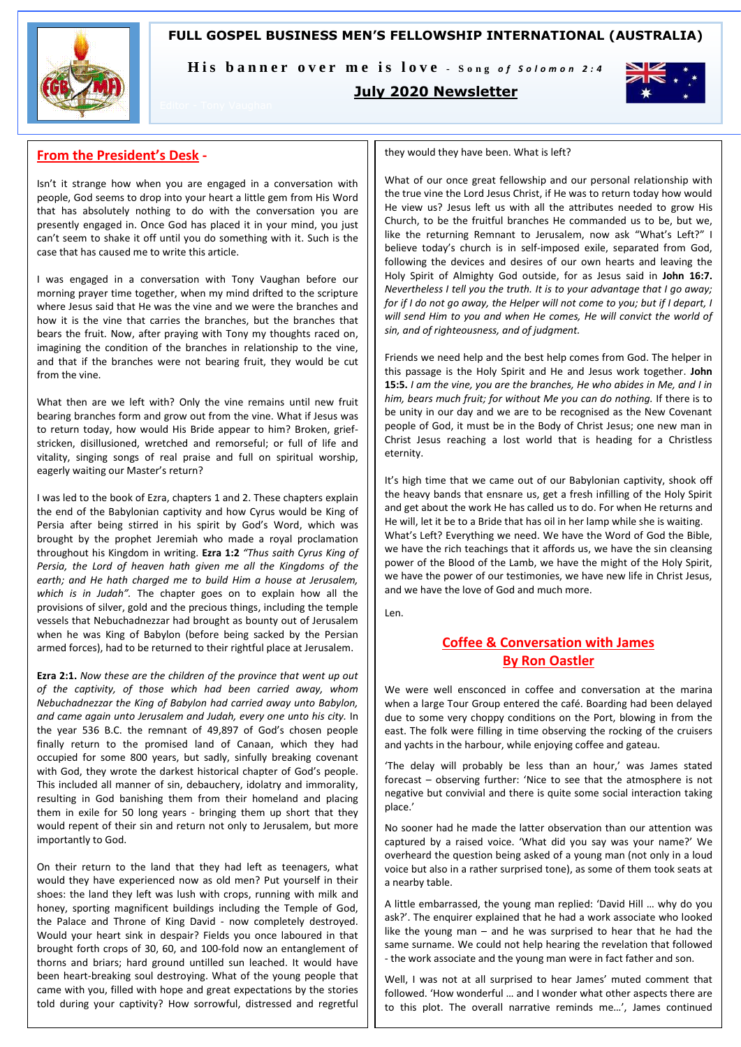# FULL GOSPEL BUSINESS MEN'S FELLOWSHIP INTERNATIONAL (AUSTRALIA)

**His banner over me is love** - *Song of Solomon 2:4*

**July 2020 Newsletter**

Editor - Tony Vaughan

## From the President's Desk -

Isn't it strange how when you are engaged in a conversation with people, God seems to drop into your heart a little gem from His Word that has absolutely nothing to do with the conversation you are presently engaged in. Once God has placed it in your mind, you just can't seem to shake it off until you do something with it. Such is the case that has caused me to write this article.

I was engaged in a conversation with Tony Vaughan before our morning prayer time together, when my mind drifted to the scripture where Jesus said that He was the vine and we were the branches and how it is the vine that carries the branches, but the branches that bears the fruit. Now, after praying with Tony my thoughts raced on, imagining the condition of the branches in relationship to the vine, and that if the branches were not bearing fruit, they would be cut from the vine.

What then are we left with? Only the vine remains until new fruit bearing branches form and grow out from the vine. What if Jesus was to return today, how would His Bride appear to him? Broken, grief-stricken, disillusioned, wretched and remorseful; or full of life and vitality, singing songs of real praise and full on spiritual worship, eagerly waiting our Master's return?

I was led to the book of Ezra, chapters 1 and 2. These chapters explain the end of the Babylonian captivity and how Cyrus would be King of Persia after being stirred in his spirit by God's Word, which was brought by the prophet Jeremiah who made a royal proclamation throughout his Kingdom in writing. **Ezra 1:2** *"Thus saith Cyrus King of Persia, the Lord of heaven hath given me all the Kingdoms of the earth; and He hath charged me to build Him a house at Jerusalem, which is in Judah".* The chapter goes on to explain how all the provisions of silver, gold and the precious things, including the temple vessels that Nebuchadnezzar had brought as bounty out of Jerusalem when he was King of Babylon (before being sacked by the Persian armed forces), had to be returned to their rightful place at Jerusalem.

**Ezra 2:1.** *Now these are the children of the province that went up out of the captivity, of those which had been carried away, whom Nebuchadnezzar the King of Babylon had carried away unto Babylon, and came again unto Jerusalem and Judah, every one unto his city.* In the year 536 B.C. the remnant of 49,897 of God's chosen people finally return to the promised land of Canaan, which they had occupied for some 800 years, but sadly, sinfully breaking covenant with God, they wrote the darkest historical chapter of God's people. This included all manner of sin, debauchery, idolatry and immorality, resulting in God banishing them from their homeland and placing them in exile for 50 long years - bringing them up short that they would repent of their sin and return not only to Jerusalem, but more importantly to God.

On their return to the land that they had left as teenagers, what would they have experienced now as old men? Put yourself in their shoes: the land they left was lush with crops, running with milk and honey, sporting magnificent buildings including the Temple of God, the Palace and Throne of King David - now completely destroyed. Would your heart sink in despair? Fields you once laboured in that brought forth crops of 30, 60, and 100-fold now an entanglement of thorns and briars; hard ground untilled sun leached. It would have been heart-breaking soul destroying. What of the young people that came with you, filled with hope and great expectations by the stories told during your captivity? How sorrowful, distressed and regretful they would they have been. What is left?

What of our once great fellowship and our personal relationship with the true vine the Lord Jesus Christ, if He was to return today how would He view us? Jesus left us with all the attributes needed to grow His Church, to be the fruitful branches He commanded us to be, but we, like the returning Remnant to Jerusalem, now ask "What's Left?" I believe today's church is in self-imposed exile, separated from God, following the devices and desires of our own hearts and leaving the Holy Spirit of Almighty God outside, for as Jesus said in **John 16:7.** *Nevertheless I tell you the truth. It is to your advantage that I go away; for if I do not go away, the Helper will not come to you; but if I depart, I will send Him to you and when He comes, He will convict the world of sin, and of righteousness, and of judgment.*

Friends we need help and the best help comes from God. The helper in this passage is the Holy Spirit and He and Jesus work together. **John 15:5.** *I am the vine, you are the branches, He who abides in Me, and I in him, bears much fruit; for without Me you can do nothing.* If there is to be unity in our day and we are to be recognised as the New Covenant people of God, it must be in the Body of Christ Jesus; one new man in Christ Jesus reaching a lost world that is heading for a Christless eternity.

It's high time that we came out of our Babylonian captivity, shook off the heavy bands that ensnare us, get a fresh infilling of the Holy Spirit and get about the work He has called us to do. For when He returns and He will, let it be to a Bride that has oil in her lamp while she is waiting.
What's Left? Everything we need. We have the Word of God the Bible, we have the rich teachings that it affords us, we have the sin cleansing power of the Blood of the Lamb, we have the might of the Holy Spirit, we have the power of our testimonies, we have new life in Christ Jesus, and we have the love of God and much more.

Len.

## Coffee & Conversation with James
## By Ron Oastler

We were well ensconced in coffee and conversation at the marina when a large Tour Group entered the café. Boarding had been delayed due to some very choppy conditions on the Port, blowing in from the east. The folk were filling in time observing the rocking of the cruisers and yachts in the harbour, while enjoying coffee and gateau.

'The delay will probably be less than an hour,' was James stated forecast – observing further: 'Nice to see that the atmosphere is not negative but convivial and there is quite some social interaction taking place.'

No sooner had he made the latter observation than our attention was captured by a raised voice. 'What did you say was your name?' We overheard the question being asked of a young man (not only in a loud voice but also in a rather surprised tone), as some of them took seats at a nearby table.

A little embarrassed, the young man replied: 'David Hill … why do you ask?'. The enquirer explained that he had a work associate who looked like the young man – and he was surprised to hear that he had the same surname. We could not help hearing the revelation that followed - the work associate and the young man were in fact father and son.

Well, I was not at all surprised to hear James' muted comment that followed. 'How wonderful … and I wonder what other aspects there are to this plot. The overall narrative reminds me…', James continued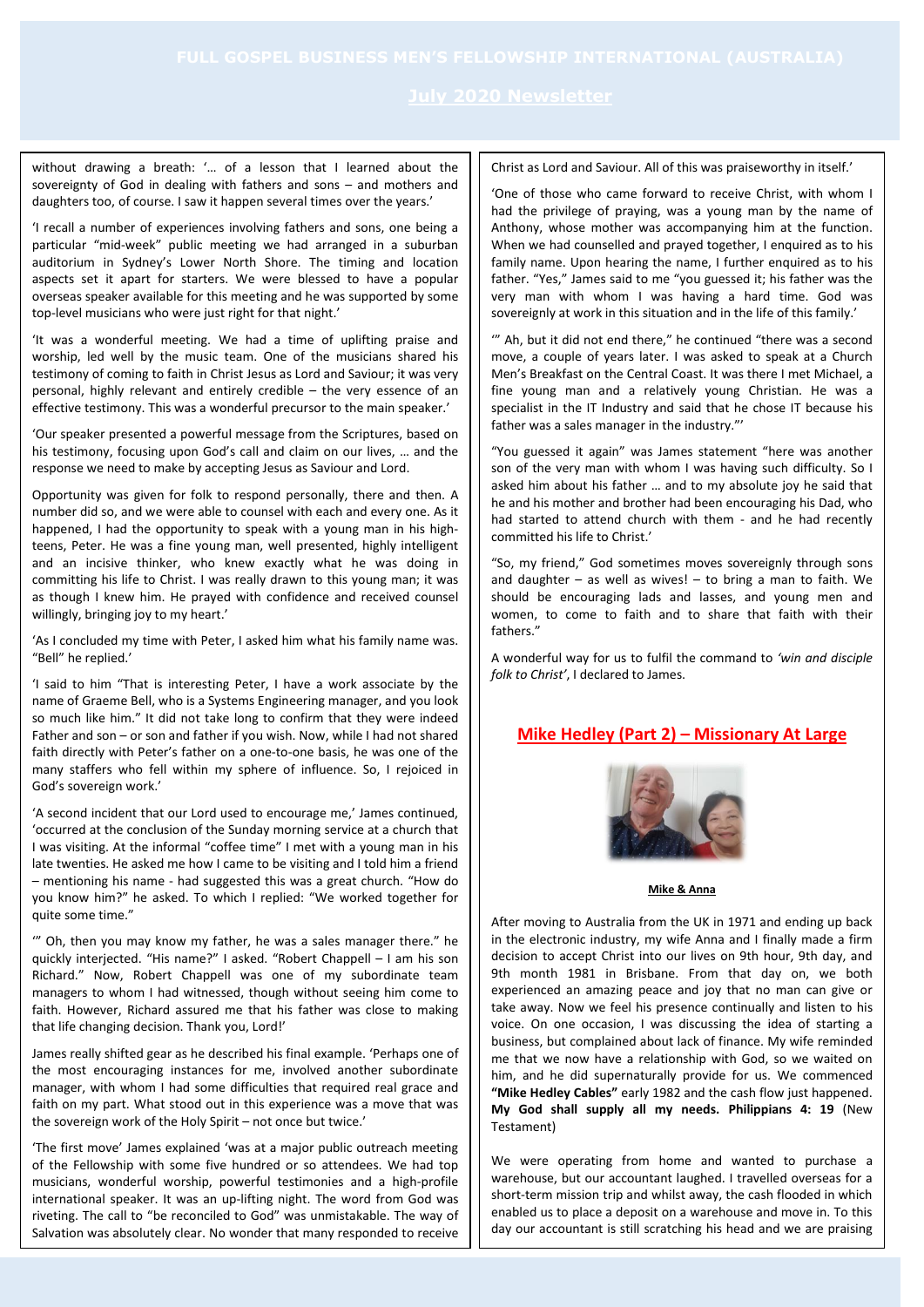without drawing a breath: '… of a lesson that I learned about the sovereignty of God in dealing with fathers and sons – and mothers and daughters too, of course. I saw it happen several times over the years.'

'I recall a number of experiences involving fathers and sons, one being a particular "mid-week" public meeting we had arranged in a suburban auditorium in Sydney's Lower North Shore. The timing and location aspects set it apart for starters. We were blessed to have a popular overseas speaker available for this meeting and he was supported by some top-level musicians who were just right for that night.'

'It was a wonderful meeting. We had a time of uplifting praise and worship, led well by the music team. One of the musicians shared his testimony of coming to faith in Christ Jesus as Lord and Saviour; it was very personal, highly relevant and entirely credible – the very essence of an effective testimony. This was a wonderful precursor to the main speaker.'

'Our speaker presented a powerful message from the Scriptures, based on his testimony, focusing upon God's call and claim on our lives, … and the response we need to make by accepting Jesus as Saviour and Lord.

Opportunity was given for folk to respond personally, there and then. A number did so, and we were able to counsel with each and every one. As it happened, I had the opportunity to speak with a young man in his high-teens, Peter. He was a fine young man, well presented, highly intelligent and an incisive thinker, who knew exactly what he was doing in committing his life to Christ. I was really drawn to this young man; it was as though I knew him. He prayed with confidence and received counsel willingly, bringing joy to my heart.'

'As I concluded my time with Peter, I asked him what his family name was. "Bell" he replied.'

'I said to him "That is interesting Peter, I have a work associate by the name of Graeme Bell, who is a Systems Engineering manager, and you look so much like him." It did not take long to confirm that they were indeed Father and son – or son and father if you wish. Now, while I had not shared faith directly with Peter's father on a one-to-one basis, he was one of the many staffers who fell within my sphere of influence. So, I rejoiced in God's sovereign work.'

'A second incident that our Lord used to encourage me,' James continued, 'occurred at the conclusion of the Sunday morning service at a church that I was visiting. At the informal "coffee time" I met with a young man in his late twenties. He asked me how I came to be visiting and I told him a friend – mentioning his name - had suggested this was a great church. "How do you know him?" he asked. To which I replied: "We worked together for quite some time."

'" Oh, then you may know my father, he was a sales manager there." he quickly interjected. "His name?" I asked. "Robert Chappell – I am his son Richard." Now, Robert Chappell was one of my subordinate team managers to whom I had witnessed, though without seeing him come to faith. However, Richard assured me that his father was close to making that life changing decision. Thank you, Lord!'

James really shifted gear as he described his final example. 'Perhaps one of the most encouraging instances for me, involved another subordinate manager, with whom I had some difficulties that required real grace and faith on my part. What stood out in this experience was a move that was the sovereign work of the Holy Spirit – not once but twice.'

'The first move' James explained 'was at a major public outreach meeting of the Fellowship with some five hundred or so attendees. We had top musicians, wonderful worship, powerful testimonies and a high-profile international speaker. It was an up-lifting night. The word from God was riveting. The call to "be reconciled to God" was unmistakable. The way of Salvation was absolutely clear. No wonder that many responded to receive Christ as Lord and Saviour. All of this was praiseworthy in itself.'

'One of those who came forward to receive Christ, with whom I had the privilege of praying, was a young man by the name of Anthony, whose mother was accompanying him at the function. When we had counselled and prayed together, I enquired as to his family name. Upon hearing the name, I further enquired as to his father. "Yes," James said to me "you guessed it; his father was the very man with whom I was having a hard time. God was sovereignly at work in this situation and in the life of this family.'

'" Ah, but it did not end there," he continued "there was a second move, a couple of years later. I was asked to speak at a Church Men's Breakfast on the Central Coast. It was there I met Michael, a fine young man and a relatively young Christian. He was a specialist in the IT Industry and said that he chose IT because his father was a sales manager in the industry."'

"You guessed it again" was James statement "here was another son of the very man with whom I was having such difficulty. So I asked him about his father … and to my absolute joy he said that he and his mother and brother had been encouraging his Dad, who had started to attend church with them - and he had recently committed his life to Christ.'

"So, my friend," God sometimes moves sovereignly through sons and daughter – as well as wives! – to bring a man to faith. We should be encouraging lads and lasses, and young men and women, to come to faith and to share that faith with their fathers."

A wonderful way for us to fulfil the command to *'win and disciple folk to Christ'*, I declared to James.

## Mike Hedley (Part 2) – Missionary At Large

**Mike & Anna**

After moving to Australia from the UK in 1971 and ending up back in the electronic industry, my wife Anna and I finally made a firm decision to accept Christ into our lives on 9th hour, 9th day, and 9th month 1981 in Brisbane. From that day on, we both experienced an amazing peace and joy that no man can give or take away. Now we feel his presence continually and listen to his voice. On one occasion, I was discussing the idea of starting a business, but complained about lack of finance. My wife reminded me that we now have a relationship with God, so we waited on him, and he did supernaturally provide for us. We commenced **"Mike Hedley Cables"** early 1982 and the cash flow just happened. **My God shall supply all my needs. Philippians 4: 19** (New Testament)

We were operating from home and wanted to purchase a warehouse, but our accountant laughed. I travelled overseas for a short-term mission trip and whilst away, the cash flooded in which enabled us to place a deposit on a warehouse and move in. To this day our accountant is still scratching his head and we are praising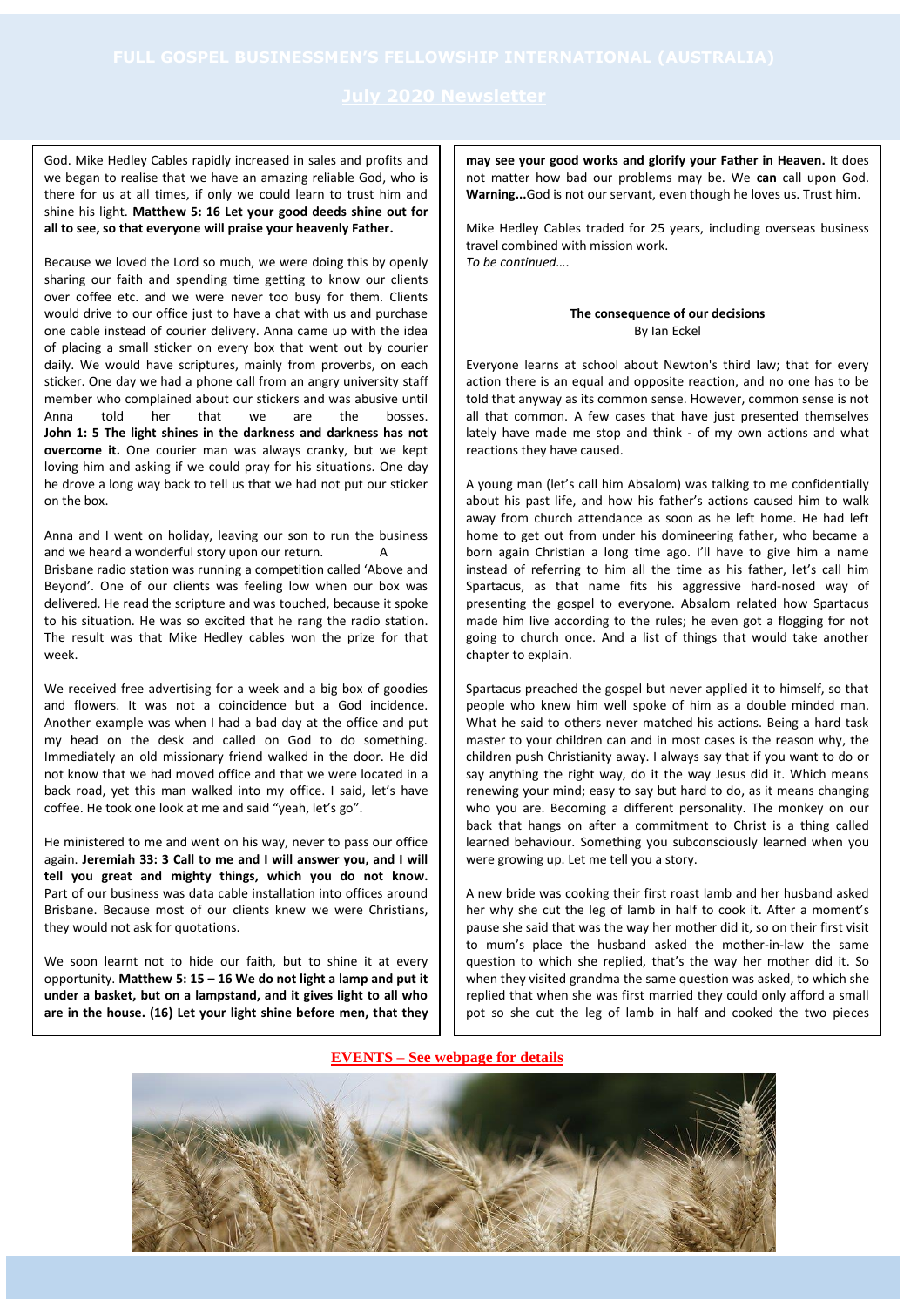God. Mike Hedley Cables rapidly increased in sales and profits and we began to realise that we have an amazing reliable God, who is there for us at all times, if only we could learn to trust him and shine his light. **Matthew 5: 16 Let your good deeds shine out for all to see, so that everyone will praise your heavenly Father.**

Because we loved the Lord so much, we were doing this by openly sharing our faith and spending time getting to know our clients over coffee etc. and we were never too busy for them. Clients would drive to our office just to have a chat with us and purchase one cable instead of courier delivery. Anna came up with the idea of placing a small sticker on every box that went out by courier daily. We would have scriptures, mainly from proverbs, on each sticker. One day we had a phone call from an angry university staff member who complained about our stickers and was abusive until Anna told her that we are the bosses. **John 1: 5 The light shines in the darkness and darkness has not overcome it.** One courier man was always cranky, but we kept loving him and asking if we could pray for his situations. One day he drove a long way back to tell us that we had not put our sticker on the box.

Anna and I went on holiday, leaving our son to run the business and we heard a wonderful story upon our return. A Brisbane radio station was running a competition called 'Above and Beyond'. One of our clients was feeling low when our box was delivered. He read the scripture and was touched, because it spoke to his situation. He was so excited that he rang the radio station. The result was that Mike Hedley cables won the prize for that week.

We received free advertising for a week and a big box of goodies and flowers. It was not a coincidence but a God incidence. Another example was when I had a bad day at the office and put my head on the desk and called on God to do something. Immediately an old missionary friend walked in the door. He did not know that we had moved office and that we were located in a back road, yet this man walked into my office. I said, let's have coffee. He took one look at me and said "yeah, let's go".

He ministered to me and went on his way, never to pass our office again. **Jeremiah 33: 3 Call to me and I will answer you, and I will tell you great and mighty things, which you do not know.** Part of our business was data cable installation into offices around Brisbane. Because most of our clients knew we were Christians, they would not ask for quotations.

We soon learnt not to hide our faith, but to shine it at every opportunity. **Matthew 5: 15 – 16 We do not light a lamp and put it under a basket, but on a lampstand, and it gives light to all who are in the house. (16) Let your light shine before men, that they may see your good works and glorify your Father in Heaven.** It does not matter how bad our problems may be. We **can** call upon God. **Warning...**God is not our servant, even though he loves us. Trust him.

Mike Hedley Cables traded for 25 years, including overseas business travel combined with mission work.

*To be continued….*

## The consequence of our decisions

By Ian Eckel

Everyone learns at school about Newton's third law; that for every action there is an equal and opposite reaction, and no one has to be told that anyway as its common sense. However, common sense is not all that common. A few cases that have just presented themselves lately have made me stop and think - of my own actions and what reactions they have caused.

A young man (let's call him Absalom) was talking to me confidentially about his past life, and how his father's actions caused him to walk away from church attendance as soon as he left home. He had left home to get out from under his domineering father, who became a born again Christian a long time ago. I'll have to give him a name instead of referring to him all the time as his father, let's call him Spartacus, as that name fits his aggressive hard-nosed way of presenting the gospel to everyone. Absalom related how Spartacus made him live according to the rules; he even got a flogging for not going to church once. And a list of things that would take another chapter to explain.

Spartacus preached the gospel but never applied it to himself, so that people who knew him well spoke of him as a double minded man. What he said to others never matched his actions. Being a hard task master to your children can and in most cases is the reason why, the children push Christianity away. I always say that if you want to do or say anything the right way, do it the way Jesus did it. Which means renewing your mind; easy to say but hard to do, as it means changing who you are. Becoming a different personality. The monkey on our back that hangs on after a commitment to Christ is a thing called learned behaviour. Something you subconsciously learned when you were growing up. Let me tell you a story.

A new bride was cooking their first roast lamb and her husband asked her why she cut the leg of lamb in half to cook it. After a moment's pause she said that was the way her mother did it, so on their first visit to mum's place the husband asked the mother-in-law the same question to which she replied, that's the way her mother did it. So when they visited grandma the same question was asked, to which she replied that when she was first married they could only afford a small pot so she cut the leg of lamb in half and cooked the two pieces

**EVENTS – See webpage for details**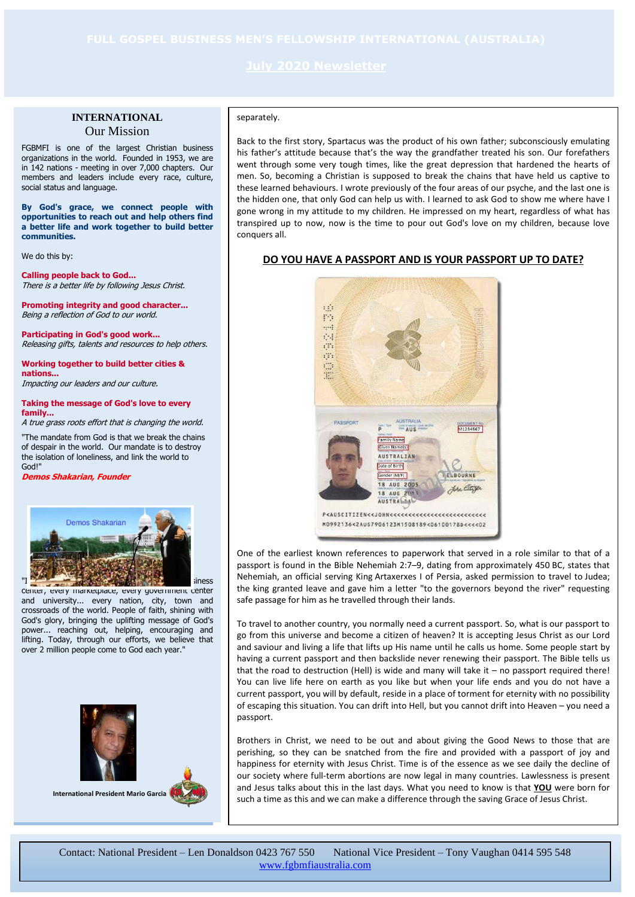# FULL GOSPEL BUSINESS MEN'S FELLOWSHIP INTERNATIONAL (AUSTRALIA)

## July 2020 Newsletter

### INTERNATIONAL
### Our Mission

FGBMFI is one of the largest Christian business organizations in the world. Founded in 1953, we are in 142 nations - meeting in over 7,000 chapters. Our members and leaders include every race, culture, social status and language.

**By God's grace, we connect people with opportunities to reach out and help others find a better life and work together to build better communities.**

We do this by:

**Calling people back to God...**
*There is a better life by following Jesus Christ.*

**Promoting integrity and good character...**
*Being a reflection of God to our world.*

**Participating in God's good work...**
*Releasing gifts, talents and resources to help others.*

**Working together to build better cities & nations...**
*Impacting our leaders and our culture.*

**Taking the message of God's love to every family...**
*A true grass roots effort that is changing the world.*

"The mandate from God is that we break the chains of despair in the world. Our mandate is to destroy the isolation of loneliness, and link the world to God!"
***Demos Shakarian, Founder***

Demos Shakarian

"I ... siness center, every marketplace, every government center and university... every nation, city, town and crossroads of the world. People of faith, shining with God's glory, bringing the uplifting message of God's power... reaching out, helping, encouraging and lifting. Today, through our efforts, we believe that over 2 million people come to God each year."

International President Mario Garcia

---

separately.

Back to the first story, Spartacus was the product of his own father; subconsciously emulating his father's attitude because that's the way the grandfather treated his son. Our forefathers went through some very tough times, like the great depression that hardened the hearts of men. So, becoming a Christian is supposed to break the chains that have held us captive to these learned behaviours. I wrote previously of the four areas of our psyche, and the last one is the hidden one, that only God can help us with. I learned to ask God to show me where have I gone wrong in my attitude to my children. He impressed on my heart, regardless of what has transpired up to now, now is the time to pour out God's love on my children, because love conquers all.

## DO YOU HAVE A PASSPORT AND IS YOUR PASSPORT UP TO DATE?

One of the earliest known references to paperwork that served in a role similar to that of a passport is found in the Bible Nehemiah 2:7–9, dating from approximately 450 BC, states that Nehemiah, an official serving King Artaxerxes I of Persia, asked permission to travel to Judea; the king granted leave and gave him a letter "to the governors beyond the river" requesting safe passage for him as he travelled through their lands.

To travel to another country, you normally need a current passport. So, what is our passport to go from this universe and become a citizen of heaven? It is accepting Jesus Christ as our Lord and saviour and living a life that lifts up His name until he calls us home. Some people start by having a current passport and then backslide never renewing their passport. The Bible tells us that the road to destruction (Hell) is wide and many will take it – no passport required there! You can live life here on earth as you like but when your life ends and you do not have a current passport, you will by default, reside in a place of torment for eternity with no possibility of escaping this situation. You can drift into Hell, but you cannot drift into Heaven – you need a passport.

Brothers in Christ, we need to be out and about giving the Good News to those that are perishing, so they can be snatched from the fire and provided with a passport of joy and happiness for eternity with Jesus Christ. Time is of the essence as we see daily the decline of our society where full-term abortions are now legal in many countries. Lawlessness is present and Jesus talks about this in the last days. What you need to know is that **YOU** were born for such a time as this and we can make a difference through the saving Grace of Jesus Christ.

---

Contact: National President – Len Donaldson 0423 767 550 National Vice President – Tony Vaughan 0414 595 548
www.fgbmfiaustralia.com